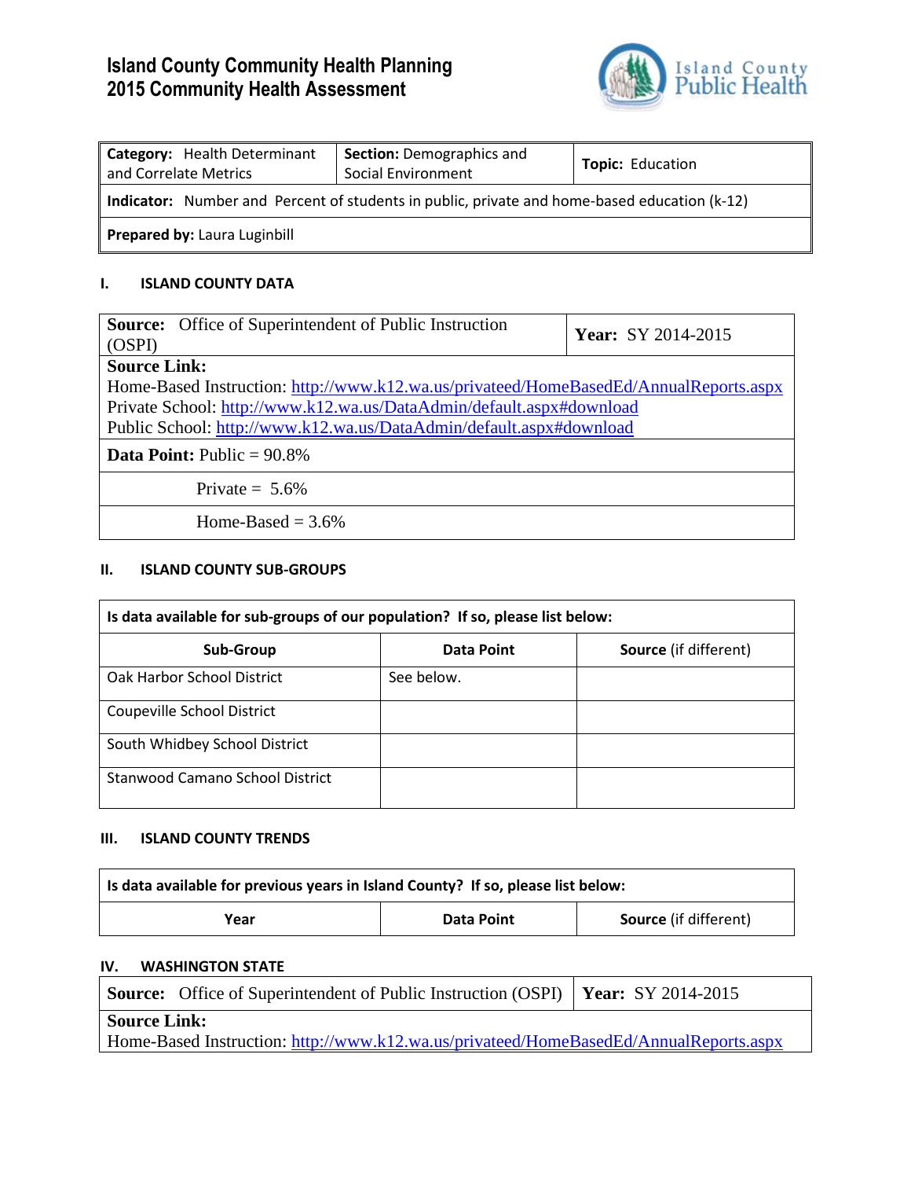# Island County Community Health Planning
# 2015 Community Health Assessment

Island County Public Health

| **Category:** Health Determinant and Correlate Metrics | **Section:** Demographics and Social Environment | **Topic:** Education |
|---|---|---|
| **Indicator:** Number and Percent of students in public, private and home-based education (k-12) | | |
| **Prepared by:** Laura Luginbill | | |

### I. ISLAND COUNTY DATA

| **Source:** Office of Superintendent of Public Instruction (OSPI) | **Year:** SY 2014-2015 |
|---|---|
| **Source Link:**<br>Home-Based Instruction: http://www.k12.wa.us/privateed/HomeBasedEd/AnnualReports.aspx<br>Private School: http://www.k12.wa.us/DataAdmin/default.aspx#download<br>Public School: http://www.k12.wa.us/DataAdmin/default.aspx#download | |
| **Data Point:** Public = 90.8% | |
| Private = 5.6% | |
| Home-Based = 3.6% | |

### II. ISLAND COUNTY SUB-GROUPS

| **Is data available for sub-groups of our population? If so, please list below:** | | |
|---|---|---|
| **Sub-Group** | **Data Point** | **Source** (if different) |
| Oak Harbor School District | See below. | |
| Coupeville School District | | |
| South Whidbey School District | | |
| Stanwood Camano School District | | |

### III. ISLAND COUNTY TRENDS

| **Is data available for previous years in Island County? If so, please list below:** | | |
|---|---|---|
| **Year** | **Data Point** | **Source** (if different) |

### IV. WASHINGTON STATE

| **Source:** Office of Superintendent of Public Instruction (OSPI) | **Year:** SY 2014-2015 |
|---|---|
| **Source Link:**<br>Home-Based Instruction: http://www.k12.wa.us/privateed/HomeBasedEd/AnnualReports.aspx | |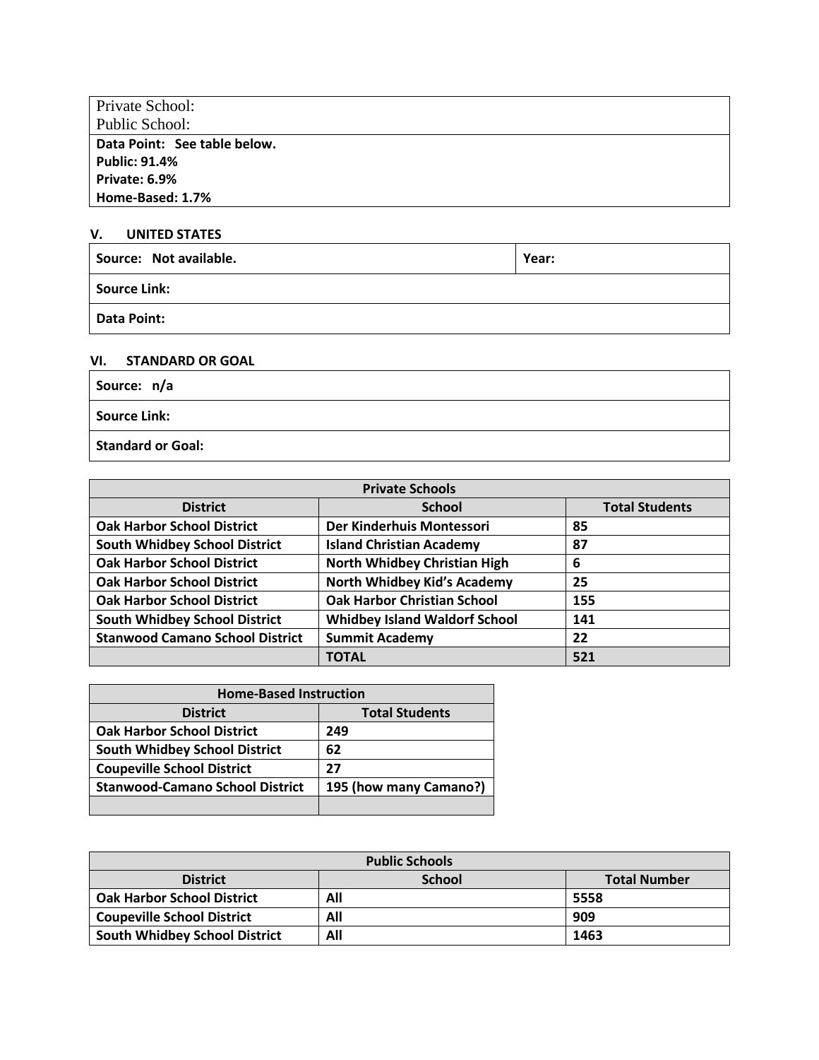| Private School: Public School: |
| --- |
| **Data Point: See table below.** **Public: 91.4%** **Private: 6.9%** **Home-Based: 1.7%** |

## V. UNITED STATES

| **Source: Not available.** | **Year:** |
| --- | --- |
| **Source Link:** | |
| **Data Point:** | |

## VI. STANDARD OR GOAL

| **Source: n/a** |
| --- |
| **Source Link:** |
| **Standard or Goal:** |

| **Private Schools** | | |
| --- | --- | --- |
| **District** | **School** | **Total Students** |
| **Oak Harbor School District** | **Der Kinderhuis Montessori** | **85** |
| **South Whidbey School District** | **Island Christian Academy** | **87** |
| **Oak Harbor School District** | **North Whidbey Christian High** | **6** |
| **Oak Harbor School District** | **North Whidbey Kid's Academy** | **25** |
| **Oak Harbor School District** | **Oak Harbor Christian School** | **155** |
| **South Whidbey School District** | **Whidbey Island Waldorf School** | **141** |
| **Stanwood Camano School District** | **Summit Academy** | **22** |
| | **TOTAL** | **521** |

| **Home-Based Instruction** | |
| --- | --- |
| **District** | **Total Students** |
| **Oak Harbor School District** | **249** |
| **South Whidbey School District** | **62** |
| **Coupeville School District** | **27** |
| **Stanwood-Camano School District** | **195 (how many Camano?)** |
| | |

| **Public Schools** | | |
| --- | --- | --- |
| **District** | **School** | **Total Number** |
| **Oak Harbor School District** | **All** | **5558** |
| **Coupeville School District** | **All** | **909** |
| **South Whidbey School District** | **All** | **1463** |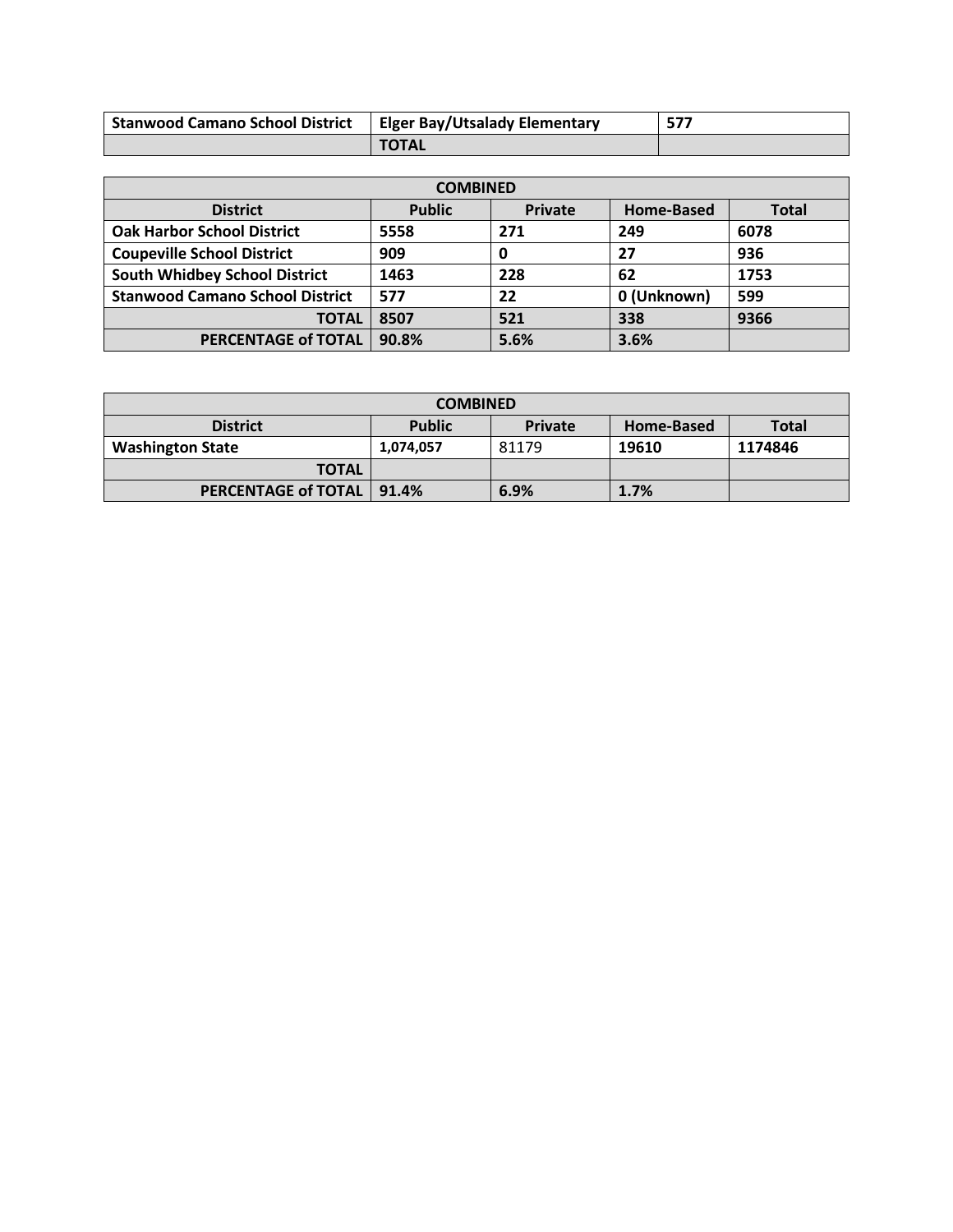| | | |
|---|---|---|
| **Stanwood Camano School District** | **Elger Bay/Utsalady Elementary** | **577** |
| | **TOTAL** | |

| **COMBINED** | | | | |
|---|---|---|---|---|
| **District** | **Public** | **Private** | **Home-Based** | **Total** |
| **Oak Harbor School District** | **5558** | **271** | **249** | **6078** |
| **Coupeville School District** | **909** | **0** | **27** | **936** |
| **South Whidbey School District** | **1463** | **228** | **62** | **1753** |
| **Stanwood Camano School District** | **577** | **22** | **0 (Unknown)** | **599** |
| **TOTAL** | **8507** | **521** | **338** | **9366** |
| **PERCENTAGE of TOTAL** | **90.8%** | **5.6%** | **3.6%** | |

| **COMBINED** | | | | |
|---|---|---|---|---|
| **District** | **Public** | **Private** | **Home-Based** | **Total** |
| **Washington State** | **1,074,057** | 81179 | **19610** | **1174846** |
| **TOTAL** | | | | |
| **PERCENTAGE of TOTAL** | **91.4%** | **6.9%** | **1.7%** | |